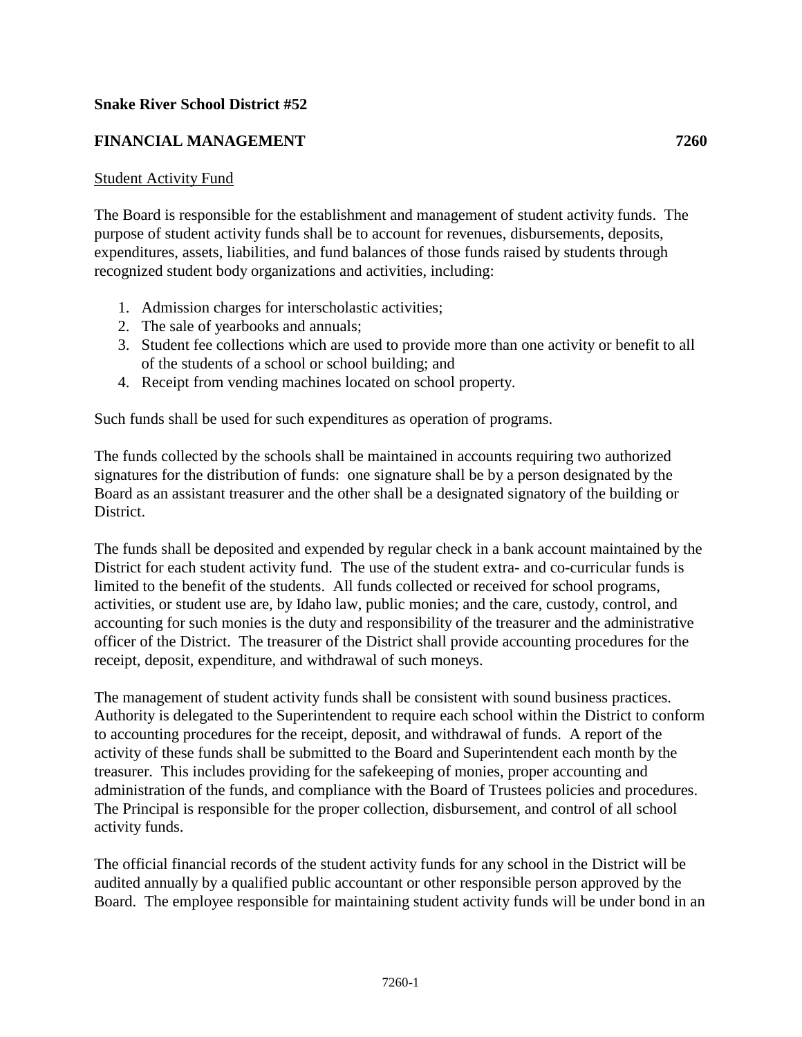**Snake River School District #52**

**FINANCIAL MANAGEMENT** **7260**

Student Activity Fund

The Board is responsible for the establishment and management of student activity funds. The purpose of student activity funds shall be to account for revenues, disbursements, deposits, expenditures, assets, liabilities, and fund balances of those funds raised by students through recognized student body organizations and activities, including:

1. Admission charges for interscholastic activities;
2. The sale of yearbooks and annuals;
3. Student fee collections which are used to provide more than one activity or benefit to all of the students of a school or school building; and
4. Receipt from vending machines located on school property.

Such funds shall be used for such expenditures as operation of programs.

The funds collected by the schools shall be maintained in accounts requiring two authorized signatures for the distribution of funds: one signature shall be by a person designated by the Board as an assistant treasurer and the other shall be a designated signatory of the building or District.

The funds shall be deposited and expended by regular check in a bank account maintained by the District for each student activity fund. The use of the student extra- and co-curricular funds is limited to the benefit of the students. All funds collected or received for school programs, activities, or student use are, by Idaho law, public monies; and the care, custody, control, and accounting for such monies is the duty and responsibility of the treasurer and the administrative officer of the District. The treasurer of the District shall provide accounting procedures for the receipt, deposit, expenditure, and withdrawal of such moneys.

The management of student activity funds shall be consistent with sound business practices. Authority is delegated to the Superintendent to require each school within the District to conform to accounting procedures for the receipt, deposit, and withdrawal of funds. A report of the activity of these funds shall be submitted to the Board and Superintendent each month by the treasurer. This includes providing for the safekeeping of monies, proper accounting and administration of the funds, and compliance with the Board of Trustees policies and procedures. The Principal is responsible for the proper collection, disbursement, and control of all school activity funds.

The official financial records of the student activity funds for any school in the District will be audited annually by a qualified public accountant or other responsible person approved by the Board. The employee responsible for maintaining student activity funds will be under bond in an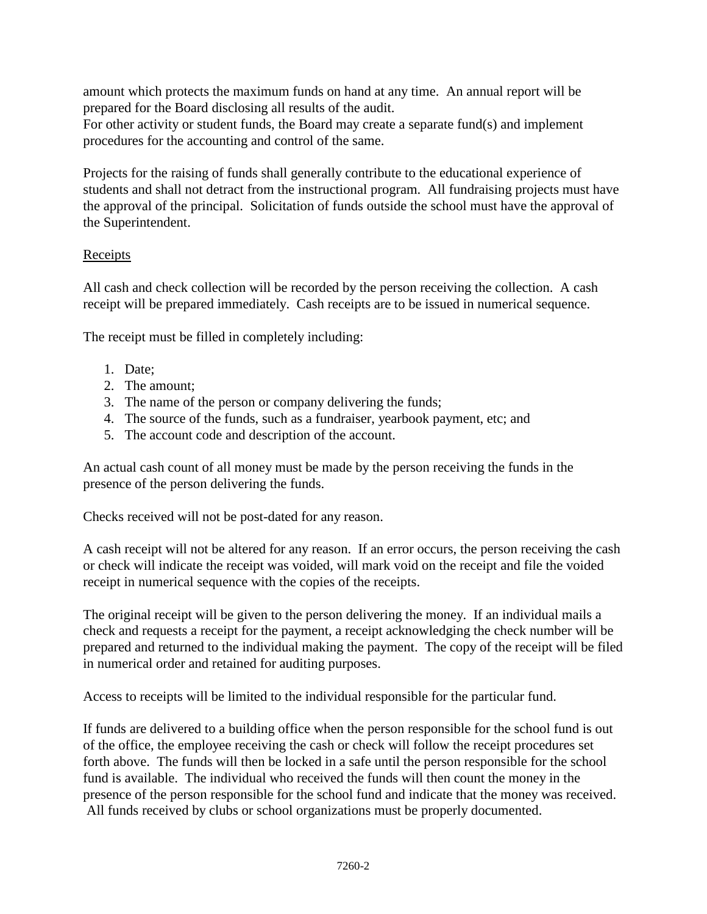amount which protects the maximum funds on hand at any time. An annual report will be prepared for the Board disclosing all results of the audit.
For other activity or student funds, the Board may create a separate fund(s) and implement procedures for the accounting and control of the same.

Projects for the raising of funds shall generally contribute to the educational experience of students and shall not detract from the instructional program. All fundraising projects must have the approval of the principal. Solicitation of funds outside the school must have the approval of the Superintendent.

<u>Receipts</u>

All cash and check collection will be recorded by the person receiving the collection. A cash receipt will be prepared immediately. Cash receipts are to be issued in numerical sequence.

The receipt must be filled in completely including:

1. Date;
2. The amount;
3. The name of the person or company delivering the funds;
4. The source of the funds, such as a fundraiser, yearbook payment, etc; and
5. The account code and description of the account.

An actual cash count of all money must be made by the person receiving the funds in the presence of the person delivering the funds.

Checks received will not be post-dated for any reason.

A cash receipt will not be altered for any reason. If an error occurs, the person receiving the cash or check will indicate the receipt was voided, will mark void on the receipt and file the voided receipt in numerical sequence with the copies of the receipts.

The original receipt will be given to the person delivering the money. If an individual mails a check and requests a receipt for the payment, a receipt acknowledging the check number will be prepared and returned to the individual making the payment. The copy of the receipt will be filed in numerical order and retained for auditing purposes.

Access to receipts will be limited to the individual responsible for the particular fund.

If funds are delivered to a building office when the person responsible for the school fund is out of the office, the employee receiving the cash or check will follow the receipt procedures set forth above. The funds will then be locked in a safe until the person responsible for the school fund is available. The individual who received the funds will then count the money in the presence of the person responsible for the school fund and indicate that the money was received. All funds received by clubs or school organizations must be properly documented.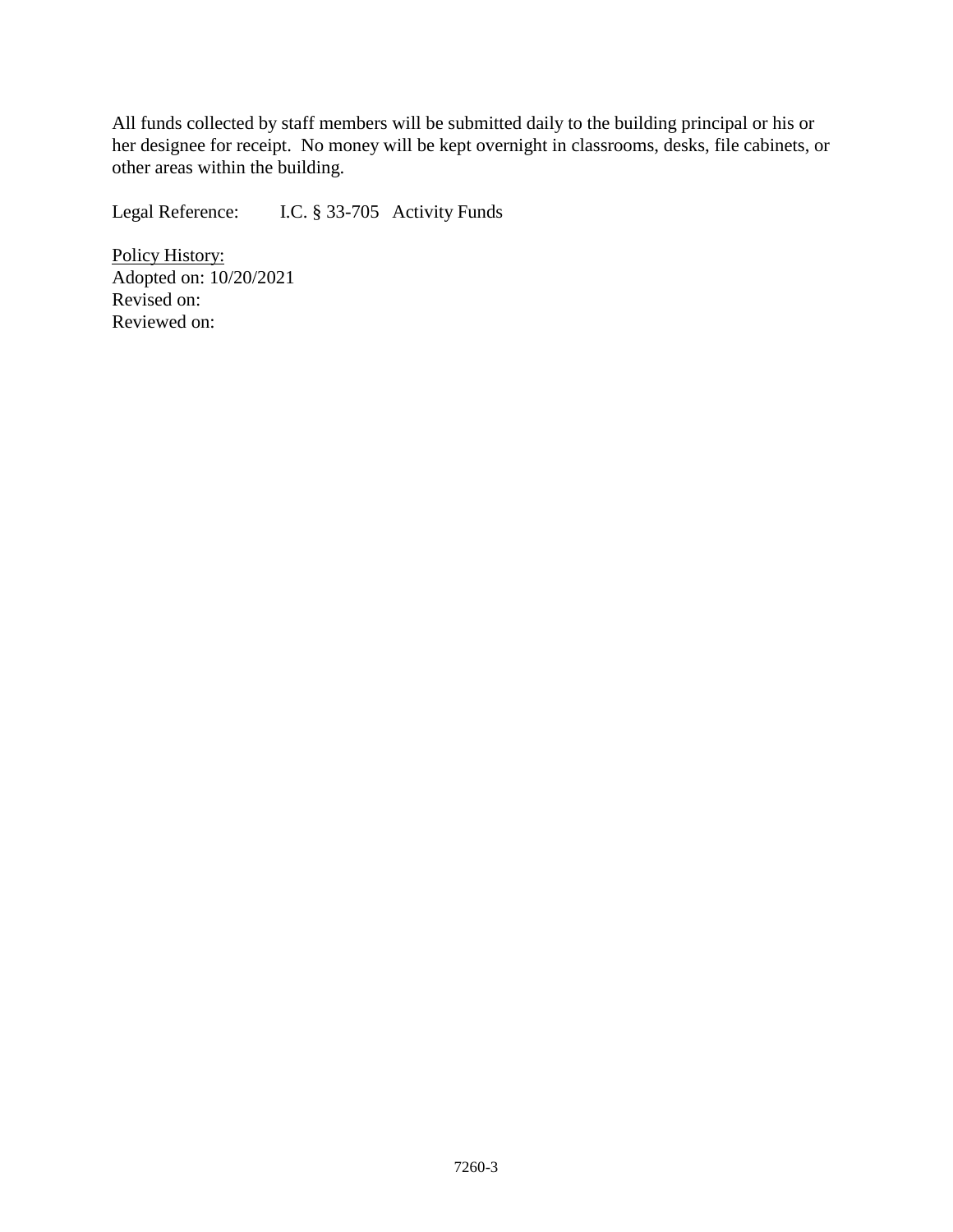All funds collected by staff members will be submitted daily to the building principal or his or her designee for receipt. No money will be kept overnight in classrooms, desks, file cabinets, or other areas within the building.

Legal Reference: I.C. § 33-705 Activity Funds

<u>Policy History:</u>
Adopted on: 10/20/2021
Revised on:
Reviewed on: